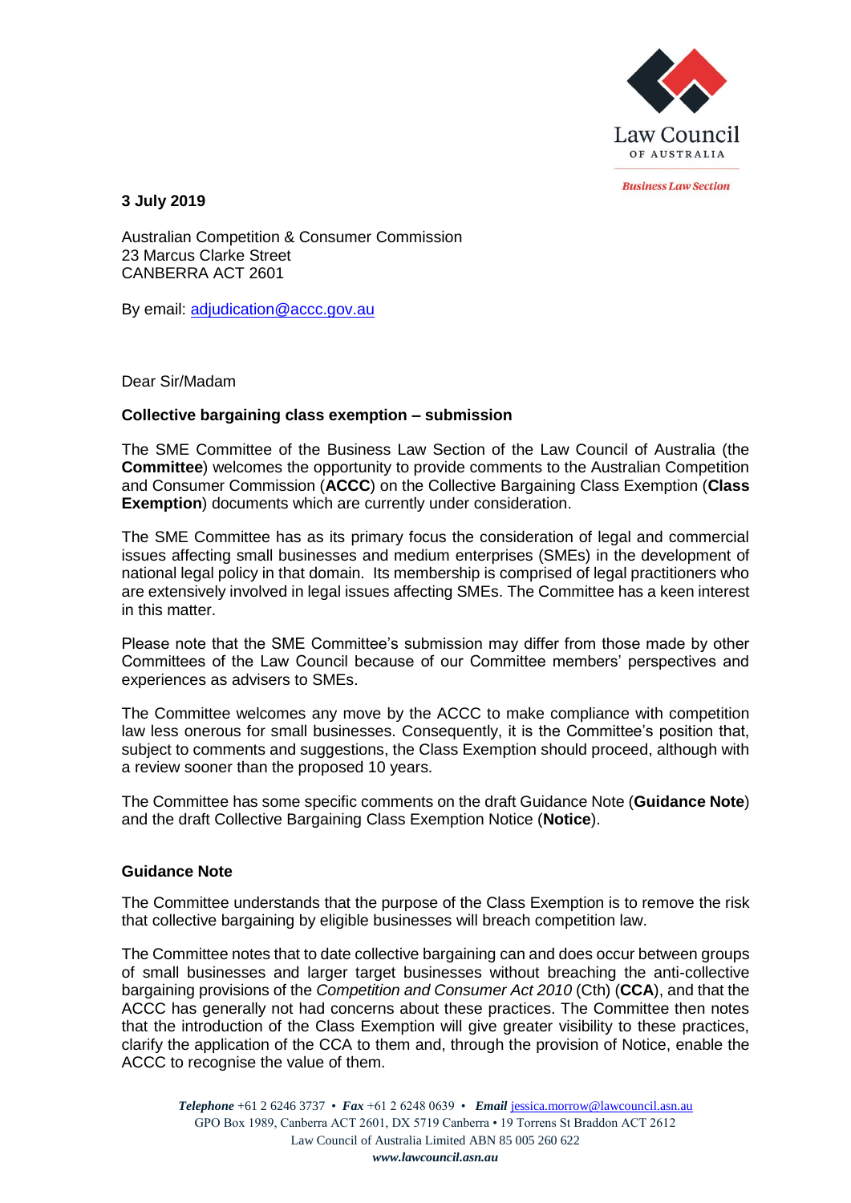Law Council OF AUSTRALIA

*Business Law Section*

**3 July 2019**

Australian Competition & Consumer Commission
23 Marcus Clarke Street
CANBERRA ACT 2601

By email: adjudication@accc.gov.au

Dear Sir/Madam

**Collective bargaining class exemption – submission**

The SME Committee of the Business Law Section of the Law Council of Australia (the **Committee**) welcomes the opportunity to provide comments to the Australian Competition and Consumer Commission (**ACCC**) on the Collective Bargaining Class Exemption (**Class Exemption**) documents which are currently under consideration.

The SME Committee has as its primary focus the consideration of legal and commercial issues affecting small businesses and medium enterprises (SMEs) in the development of national legal policy in that domain. Its membership is comprised of legal practitioners who are extensively involved in legal issues affecting SMEs. The Committee has a keen interest in this matter.

Please note that the SME Committee's submission may differ from those made by other Committees of the Law Council because of our Committee members' perspectives and experiences as advisers to SMEs.

The Committee welcomes any move by the ACCC to make compliance with competition law less onerous for small businesses. Consequently, it is the Committee's position that, subject to comments and suggestions, the Class Exemption should proceed, although with a review sooner than the proposed 10 years.

The Committee has some specific comments on the draft Guidance Note (**Guidance Note**) and the draft Collective Bargaining Class Exemption Notice (**Notice**).

## Guidance Note

The Committee understands that the purpose of the Class Exemption is to remove the risk that collective bargaining by eligible businesses will breach competition law.

The Committee notes that to date collective bargaining can and does occur between groups of small businesses and larger target businesses without breaching the anti-collective bargaining provisions of the *Competition and Consumer Act 2010* (Cth) (**CCA**), and that the ACCC has generally not had concerns about these practices. The Committee then notes that the introduction of the Class Exemption will give greater visibility to these practices, clarify the application of the CCA to them and, through the provision of Notice, enable the ACCC to recognise the value of them.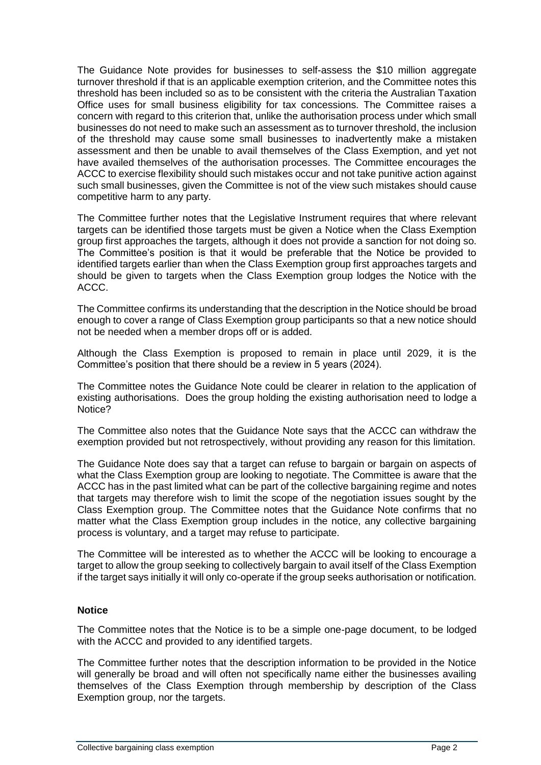The Guidance Note provides for businesses to self-assess the $10 million aggregate turnover threshold if that is an applicable exemption criterion, and the Committee notes this threshold has been included so as to be consistent with the criteria the Australian Taxation Office uses for small business eligibility for tax concessions. The Committee raises a concern with regard to this criterion that, unlike the authorisation process under which small businesses do not need to make such an assessment as to turnover threshold, the inclusion of the threshold may cause some small businesses to inadvertently make a mistaken assessment and then be unable to avail themselves of the Class Exemption, and yet not have availed themselves of the authorisation processes. The Committee encourages the ACCC to exercise flexibility should such mistakes occur and not take punitive action against such small businesses, given the Committee is not of the view such mistakes should cause competitive harm to any party.

The Committee further notes that the Legislative Instrument requires that where relevant targets can be identified those targets must be given a Notice when the Class Exemption group first approaches the targets, although it does not provide a sanction for not doing so. The Committee's position is that it would be preferable that the Notice be provided to identified targets earlier than when the Class Exemption group first approaches targets and should be given to targets when the Class Exemption group lodges the Notice with the ACCC.

The Committee confirms its understanding that the description in the Notice should be broad enough to cover a range of Class Exemption group participants so that a new notice should not be needed when a member drops off or is added.

Although the Class Exemption is proposed to remain in place until 2029, it is the Committee's position that there should be a review in 5 years (2024).

The Committee notes the Guidance Note could be clearer in relation to the application of existing authorisations. Does the group holding the existing authorisation need to lodge a Notice?

The Committee also notes that the Guidance Note says that the ACCC can withdraw the exemption provided but not retrospectively, without providing any reason for this limitation.

The Guidance Note does say that a target can refuse to bargain or bargain on aspects of what the Class Exemption group are looking to negotiate. The Committee is aware that the ACCC has in the past limited what can be part of the collective bargaining regime and notes that targets may therefore wish to limit the scope of the negotiation issues sought by the Class Exemption group. The Committee notes that the Guidance Note confirms that no matter what the Class Exemption group includes in the notice, any collective bargaining process is voluntary, and a target may refuse to participate.

The Committee will be interested as to whether the ACCC will be looking to encourage a target to allow the group seeking to collectively bargain to avail itself of the Class Exemption if the target says initially it will only co-operate if the group seeks authorisation or notification.

**Notice**

The Committee notes that the Notice is to be a simple one-page document, to be lodged with the ACCC and provided to any identified targets.

The Committee further notes that the description information to be provided in the Notice will generally be broad and will often not specifically name either the businesses availing themselves of the Class Exemption through membership by description of the Class Exemption group, nor the targets.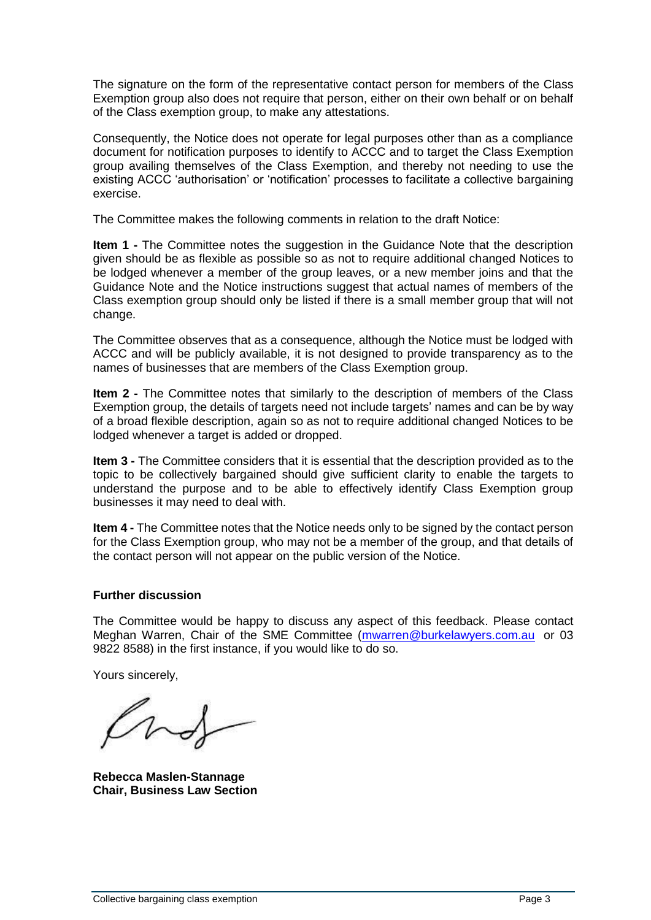The signature on the form of the representative contact person for members of the Class Exemption group also does not require that person, either on their own behalf or on behalf of the Class exemption group, to make any attestations.

Consequently, the Notice does not operate for legal purposes other than as a compliance document for notification purposes to identify to ACCC and to target the Class Exemption group availing themselves of the Class Exemption, and thereby not needing to use the existing ACCC 'authorisation' or 'notification' processes to facilitate a collective bargaining exercise.

The Committee makes the following comments in relation to the draft Notice:

**Item 1 -** The Committee notes the suggestion in the Guidance Note that the description given should be as flexible as possible so as not to require additional changed Notices to be lodged whenever a member of the group leaves, or a new member joins and that the Guidance Note and the Notice instructions suggest that actual names of members of the Class exemption group should only be listed if there is a small member group that will not change.

The Committee observes that as a consequence, although the Notice must be lodged with ACCC and will be publicly available, it is not designed to provide transparency as to the names of businesses that are members of the Class Exemption group.

**Item 2 -** The Committee notes that similarly to the description of members of the Class Exemption group, the details of targets need not include targets' names and can be by way of a broad flexible description, again so as not to require additional changed Notices to be lodged whenever a target is added or dropped.

**Item 3 -** The Committee considers that it is essential that the description provided as to the topic to be collectively bargained should give sufficient clarity to enable the targets to understand the purpose and to be able to effectively identify Class Exemption group businesses it may need to deal with.

**Item 4 -** The Committee notes that the Notice needs only to be signed by the contact person for the Class Exemption group, who may not be a member of the group, and that details of the contact person will not appear on the public version of the Notice.

**Further discussion**

The Committee would be happy to discuss any aspect of this feedback. Please contact Meghan Warren, Chair of the SME Committee (mwarren@burkelawyers.com.au or 03 9822 8588) in the first instance, if you would like to do so.

Yours sincerely,

**Rebecca Maslen-Stannage**
**Chair, Business Law Section**